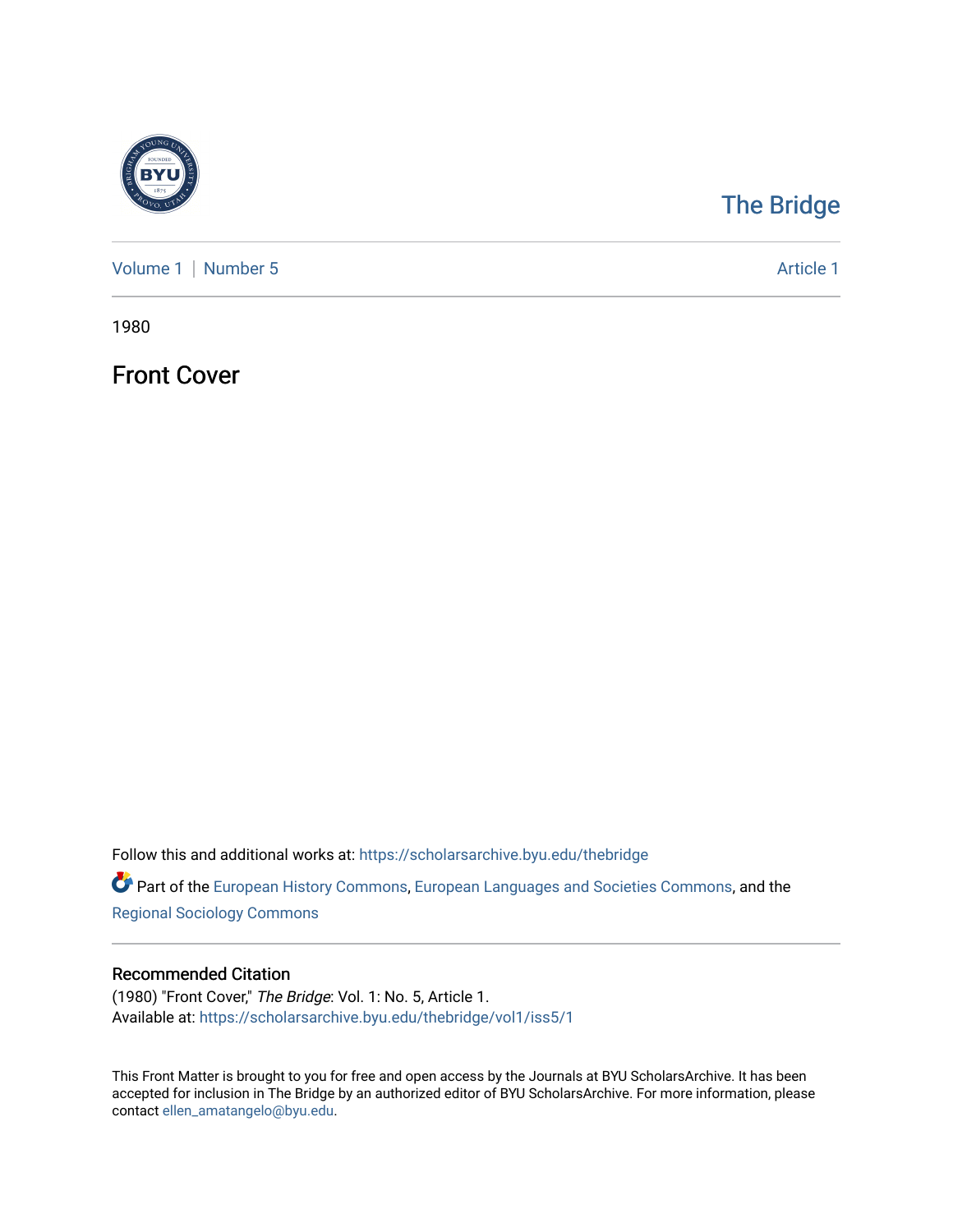The Bridge

Volume 1 | Number 5

Article 1

1980

# Front Cover

Follow this and additional works at: https://scholarsarchive.byu.edu/thebridge

Part of the European History Commons, European Languages and Societies Commons, and the Regional Sociology Commons

## Recommended Citation

(1980) "Front Cover," *The Bridge*: Vol. 1: No. 5, Article 1.
Available at: https://scholarsarchive.byu.edu/thebridge/vol1/iss5/1

This Front Matter is brought to you for free and open access by the Journals at BYU ScholarsArchive. It has been accepted for inclusion in The Bridge by an authorized editor of BYU ScholarsArchive. For more information, please contact ellen_amatangelo@byu.edu.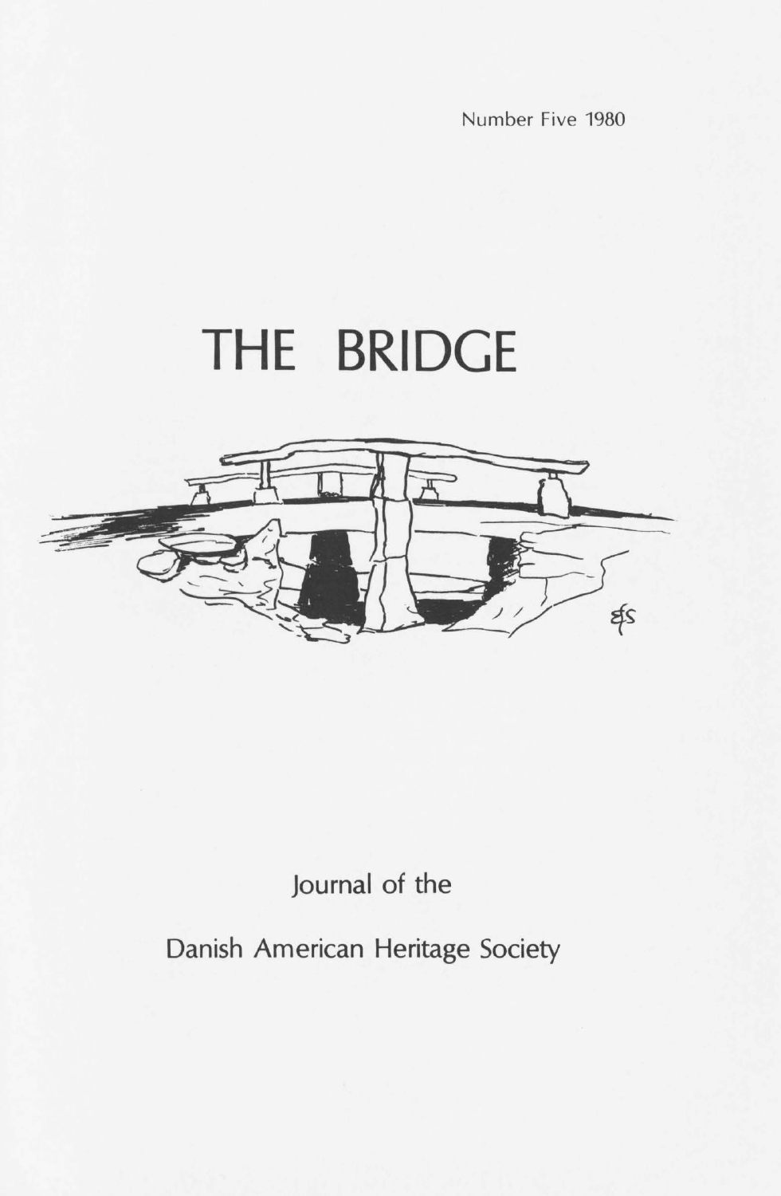Number Five 1980

# THE BRIDGE

Journal of the

Danish American Heritage Society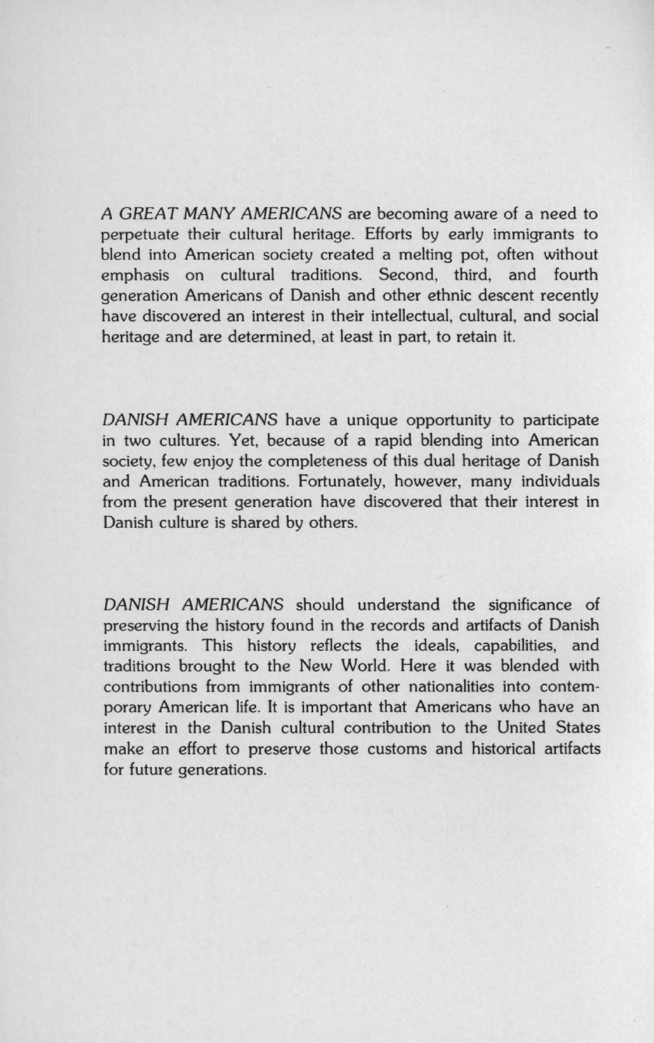*A GREAT MANY AMERICANS* are becoming aware of a need to perpetuate their cultural heritage. Efforts by early immigrants to blend into American society created a melting pot, often without emphasis on cultural traditions. Second, third, and fourth generation Americans of Danish and other ethnic descent recently have discovered an interest in their intellectual, cultural, and social heritage and are determined, at least in part, to retain it.

*DANISH AMERICANS* have a unique opportunity to participate in two cultures. Yet, because of a rapid blending into American society, few enjoy the completeness of this dual heritage of Danish and American traditions. Fortunately, however, many individuals from the present generation have discovered that their interest in Danish culture is shared by others.

*DANISH AMERICANS* should understand the significance of preserving the history found in the records and artifacts of Danish immigrants. This history reflects the ideals, capabilities, and traditions brought to the New World. Here it was blended with contributions from immigrants of other nationalities into contemporary American life. It is important that Americans who have an interest in the Danish cultural contribution to the United States make an effort to preserve those customs and historical artifacts for future generations.